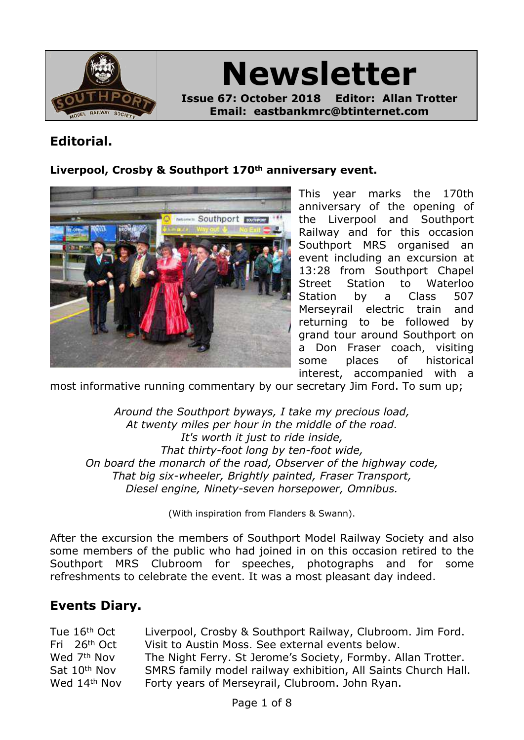# Newsletter

**Issue 67: October 2018 Editor: Allan Trotter**
**Email: eastbankmrc@btinternet.com**

## Editorial.

**Liverpool, Crosby & Southport 170th anniversary event.**

This year marks the 170th anniversary of the opening of the Liverpool and Southport Railway and for this occasion Southport MRS organised an event including an excursion at 13:28 from Southport Chapel Street Station to Waterloo Station by a Class 507 Merseyrail electric train and returning to be followed by grand tour around Southport on a Don Fraser coach, visiting some places of historical interest, accompanied with a most informative running commentary by our secretary Jim Ford. To sum up;

*Around the Southport byways, I take my precious load,*
*At twenty miles per hour in the middle of the road.*
*It's worth it just to ride inside,*
*That thirty-foot long by ten-foot wide,*
*On board the monarch of the road, Observer of the highway code,*
*That big six-wheeler, Brightly painted, Fraser Transport,*
*Diesel engine, Ninety-seven horsepower, Omnibus.*

(With inspiration from Flanders & Swann).

After the excursion the members of Southport Model Railway Society and also some members of the public who had joined in on this occasion retired to the Southport MRS Clubroom for speeches, photographs and for some refreshments to celebrate the event. It was a most pleasant day indeed.

## Events Diary.

| | |
|---|---|
| Tue 16th Oct | Liverpool, Crosby & Southport Railway, Clubroom. Jim Ford. |
| Fri 26th Oct | Visit to Austin Moss. See external events below. |
| Wed 7th Nov | The Night Ferry. St Jerome's Society, Formby. Allan Trotter. |
| Sat 10th Nov | SMRS family model railway exhibition, All Saints Church Hall. |
| Wed 14th Nov | Forty years of Merseyrail, Clubroom. John Ryan. |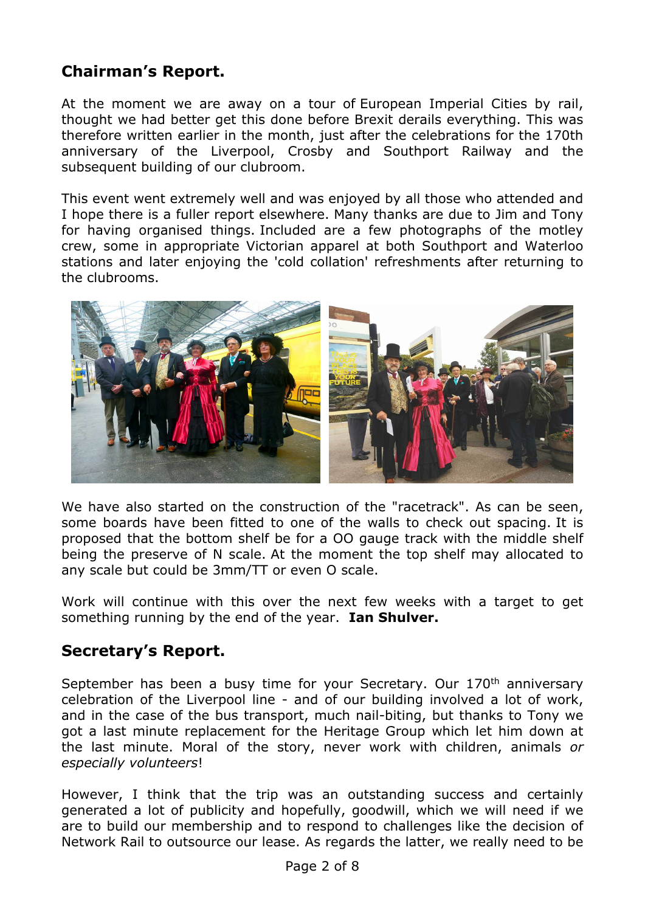## Chairman's Report.

At the moment we are away on a tour of European Imperial Cities by rail, thought we had better get this done before Brexit derails everything. This was therefore written earlier in the month, just after the celebrations for the 170th anniversary of the Liverpool, Crosby and Southport Railway and the subsequent building of our clubroom.

This event went extremely well and was enjoyed by all those who attended and I hope there is a fuller report elsewhere. Many thanks are due to Jim and Tony for having organised things. Included are a few photographs of the motley crew, some in appropriate Victorian apparel at both Southport and Waterloo stations and later enjoying the 'cold collation' refreshments after returning to the clubrooms.

We have also started on the construction of the "racetrack". As can be seen, some boards have been fitted to one of the walls to check out spacing. It is proposed that the bottom shelf be for a OO gauge track with the middle shelf being the preserve of N scale. At the moment the top shelf may allocated to any scale but could be 3mm/TT or even O scale.

Work will continue with this over the next few weeks with a target to get something running by the end of the year. **Ian Shulver.**

## Secretary's Report.

September has been a busy time for your Secretary. Our 170th anniversary celebration of the Liverpool line - and of our building involved a lot of work, and in the case of the bus transport, much nail-biting, but thanks to Tony we got a last minute replacement for the Heritage Group which let him down at the last minute. Moral of the story, never work with children, animals *or especially volunteers*!

However, I think that the trip was an outstanding success and certainly generated a lot of publicity and hopefully, goodwill, which we will need if we are to build our membership and to respond to challenges like the decision of Network Rail to outsource our lease. As regards the latter, we really need to be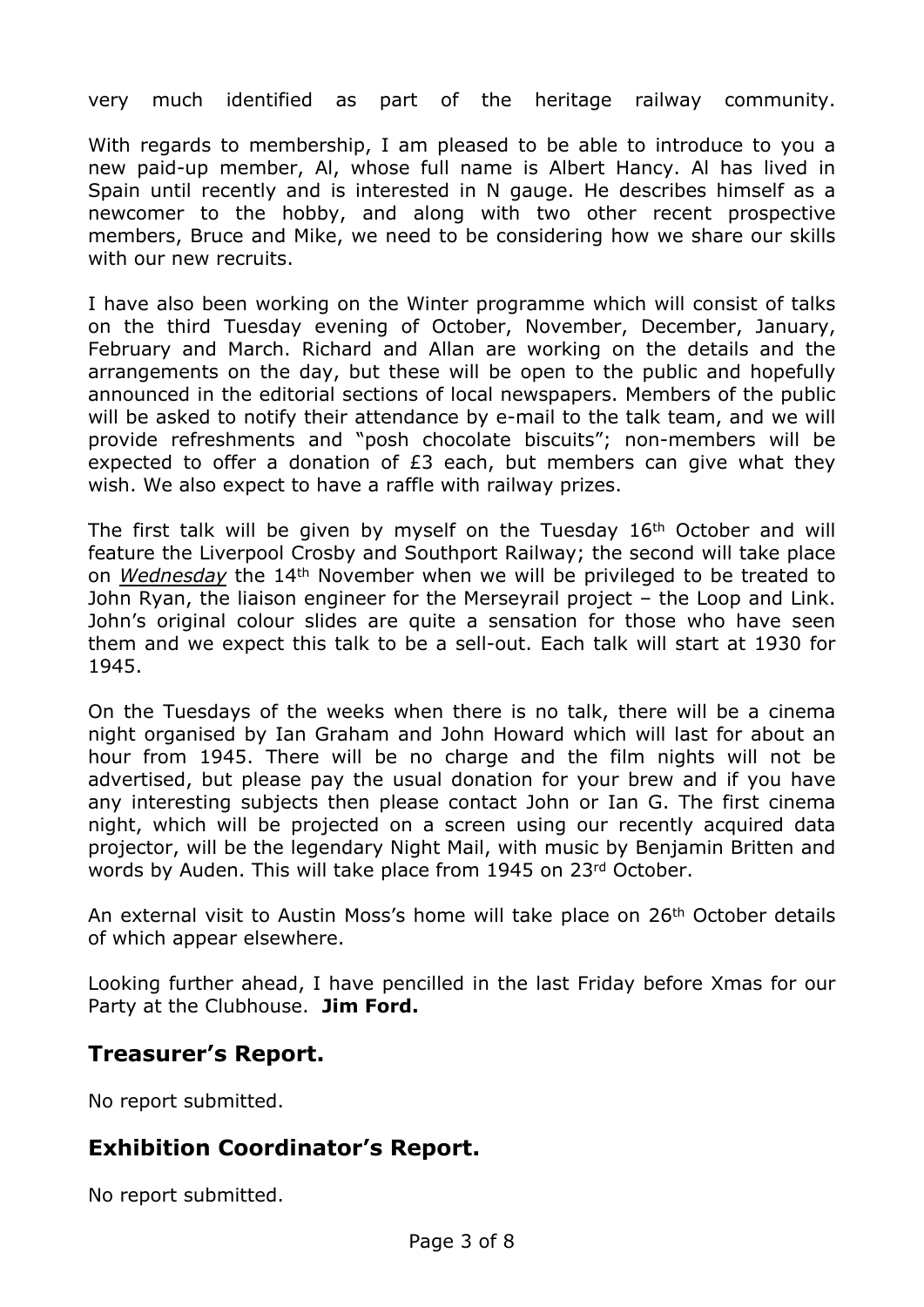very much identified as part of the heritage railway community.

With regards to membership, I am pleased to be able to introduce to you a new paid-up member, Al, whose full name is Albert Hancy. Al has lived in Spain until recently and is interested in N gauge. He describes himself as a newcomer to the hobby, and along with two other recent prospective members, Bruce and Mike, we need to be considering how we share our skills with our new recruits.

I have also been working on the Winter programme which will consist of talks on the third Tuesday evening of October, November, December, January, February and March. Richard and Allan are working on the details and the arrangements on the day, but these will be open to the public and hopefully announced in the editorial sections of local newspapers. Members of the public will be asked to notify their attendance by e-mail to the talk team, and we will provide refreshments and "posh chocolate biscuits"; non-members will be expected to offer a donation of £3 each, but members can give what they wish. We also expect to have a raffle with railway prizes.

The first talk will be given by myself on the Tuesday 16th October and will feature the Liverpool Crosby and Southport Railway; the second will take place on ***Wednesday*** the 14th November when we will be privileged to be treated to John Ryan, the liaison engineer for the Merseyrail project – the Loop and Link. John's original colour slides are quite a sensation for those who have seen them and we expect this talk to be a sell-out. Each talk will start at 1930 for 1945.

On the Tuesdays of the weeks when there is no talk, there will be a cinema night organised by Ian Graham and John Howard which will last for about an hour from 1945. There will be no charge and the film nights will not be advertised, but please pay the usual donation for your brew and if you have any interesting subjects then please contact John or Ian G. The first cinema night, which will be projected on a screen using our recently acquired data projector, will be the legendary Night Mail, with music by Benjamin Britten and words by Auden. This will take place from 1945 on 23rd October.

An external visit to Austin Moss's home will take place on 26th October details of which appear elsewhere.

Looking further ahead, I have pencilled in the last Friday before Xmas for our Party at the Clubhouse. **Jim Ford.**

## Treasurer's Report.

No report submitted.

## Exhibition Coordinator's Report.

No report submitted.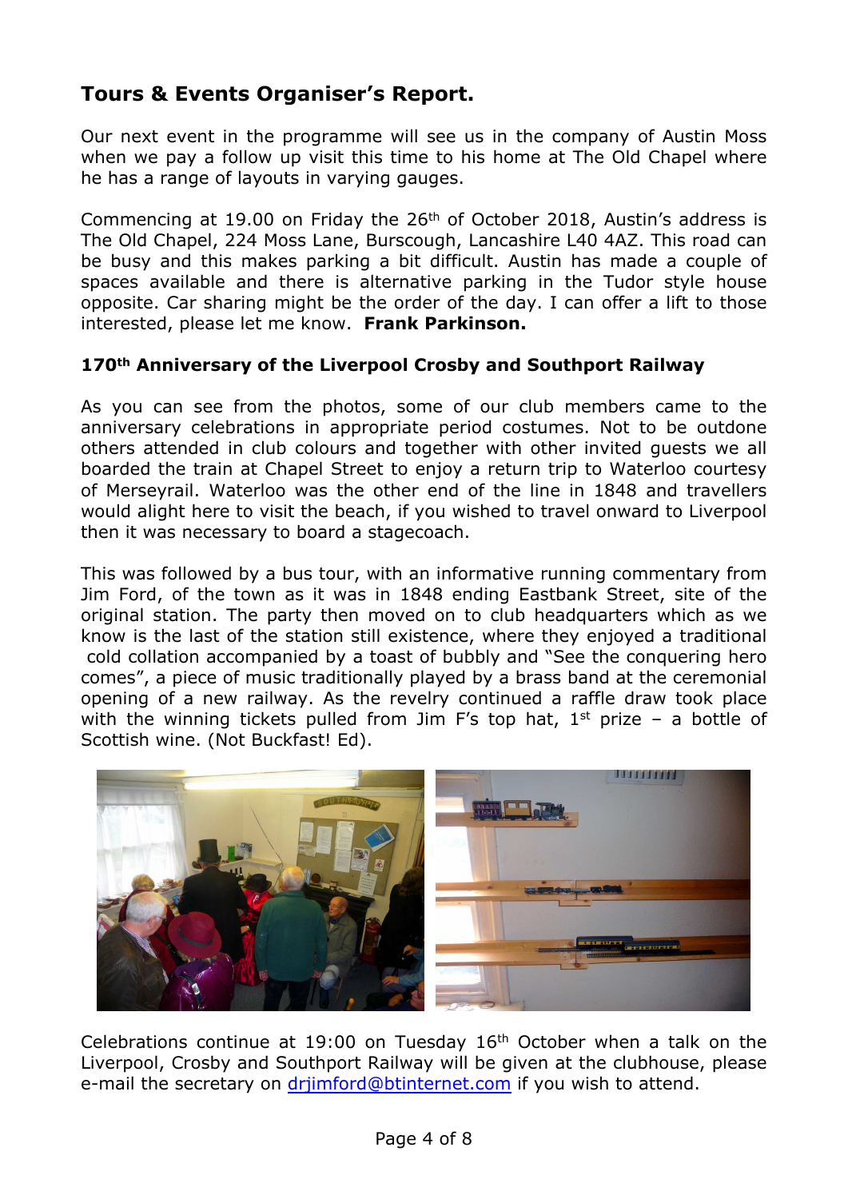## Tours & Events Organiser's Report.

Our next event in the programme will see us in the company of Austin Moss when we pay a follow up visit this time to his home at The Old Chapel where he has a range of layouts in varying gauges.

Commencing at 19.00 on Friday the 26th of October 2018, Austin's address is The Old Chapel, 224 Moss Lane, Burscough, Lancashire L40 4AZ. This road can be busy and this makes parking a bit difficult. Austin has made a couple of spaces available and there is alternative parking in the Tudor style house opposite. Car sharing might be the order of the day. I can offer a lift to those interested, please let me know. **Frank Parkinson.**

### 170th Anniversary of the Liverpool Crosby and Southport Railway

As you can see from the photos, some of our club members came to the anniversary celebrations in appropriate period costumes. Not to be outdone others attended in club colours and together with other invited guests we all boarded the train at Chapel Street to enjoy a return trip to Waterloo courtesy of Merseyrail. Waterloo was the other end of the line in 1848 and travellers would alight here to visit the beach, if you wished to travel onward to Liverpool then it was necessary to board a stagecoach.

This was followed by a bus tour, with an informative running commentary from Jim Ford, of the town as it was in 1848 ending Eastbank Street, site of the original station. The party then moved on to club headquarters which as we know is the last of the station still existence, where they enjoyed a traditional cold collation accompanied by a toast of bubbly and "See the conquering hero comes", a piece of music traditionally played by a brass band at the ceremonial opening of a new railway. As the revelry continued a raffle draw took place with the winning tickets pulled from Jim F's top hat, 1st prize – a bottle of Scottish wine. (Not Buckfast! Ed).

Celebrations continue at 19:00 on Tuesday 16th October when a talk on the Liverpool, Crosby and Southport Railway will be given at the clubhouse, please e-mail the secretary on [drjimford@btinternet.com](mailto:drjimford@btinternet.com) if you wish to attend.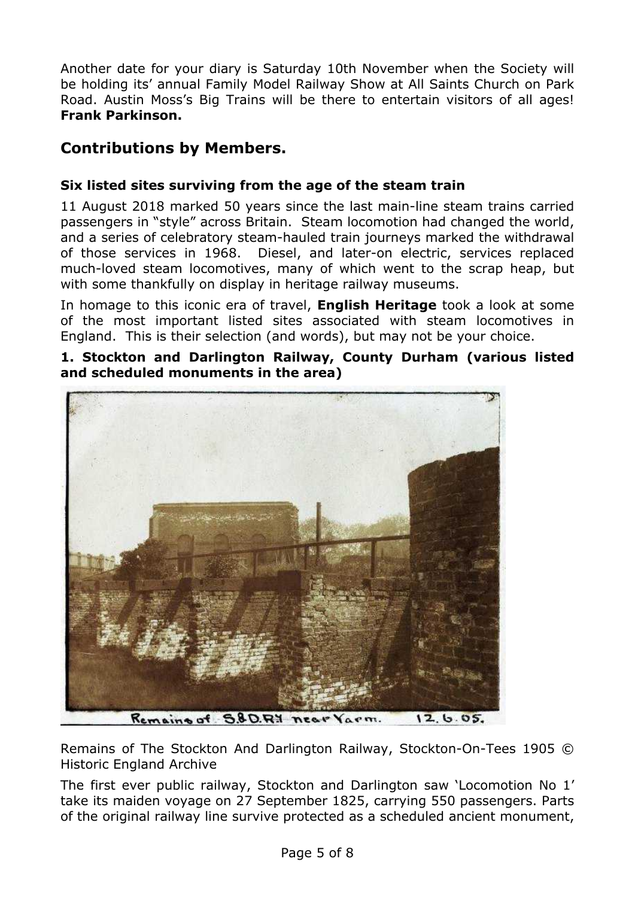Another date for your diary is Saturday 10th November when the Society will be holding its' annual Family Model Railway Show at All Saints Church on Park Road. Austin Moss's Big Trains will be there to entertain visitors of all ages! **Frank Parkinson.**

## Contributions by Members.

### Six listed sites surviving from the age of the steam train

11 August 2018 marked 50 years since the last main-line steam trains carried passengers in "style" across Britain. Steam locomotion had changed the world, and a series of celebratory steam-hauled train journeys marked the withdrawal of those services in 1968. Diesel, and later-on electric, services replaced much-loved steam locomotives, many of which went to the scrap heap, but with some thankfully on display in heritage railway museums.

In homage to this iconic era of travel, **English Heritage** took a look at some of the most important listed sites associated with steam locomotives in England. This is their selection (and words), but may not be your choice.

**1. Stockton and Darlington Railway, County Durham (various listed and scheduled monuments in the area)**

Remains of S.&D.Ry near Yarm. 12.6.05.

Remains of The Stockton And Darlington Railway, Stockton-On-Tees 1905 © Historic England Archive

The first ever public railway, Stockton and Darlington saw 'Locomotion No 1' take its maiden voyage on 27 September 1825, carrying 550 passengers. Parts of the original railway line survive protected as a scheduled ancient monument,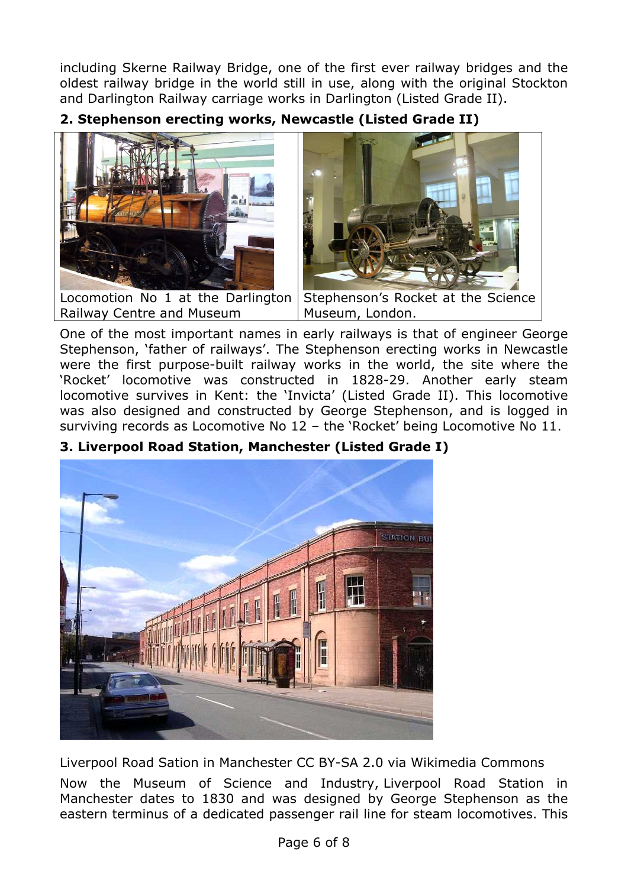including Skerne Railway Bridge, one of the first ever railway bridges and the oldest railway bridge in the world still in use, along with the original Stockton and Darlington Railway carriage works in Darlington (Listed Grade II).

**2. Stephenson erecting works, Newcastle (Listed Grade II)**

| Locomotion No 1 at the Darlington Railway Centre and Museum | Stephenson's Rocket at the Science Museum, London. |
|---|---|

One of the most important names in early railways is that of engineer George Stephenson, 'father of railways'. The Stephenson erecting works in Newcastle were the first purpose-built railway works in the world, the site where the 'Rocket' locomotive was constructed in 1828-29. Another early steam locomotive survives in Kent: the 'Invicta' (Listed Grade II). This locomotive was also designed and constructed by George Stephenson, and is logged in surviving records as Locomotive No 12 – the 'Rocket' being Locomotive No 11.

**3. Liverpool Road Station, Manchester (Listed Grade I)**

Liverpool Road Sation in Manchester CC BY-SA 2.0 via Wikimedia Commons

Now the Museum of Science and Industry, Liverpool Road Station in Manchester dates to 1830 and was designed by George Stephenson as the eastern terminus of a dedicated passenger rail line for steam locomotives. This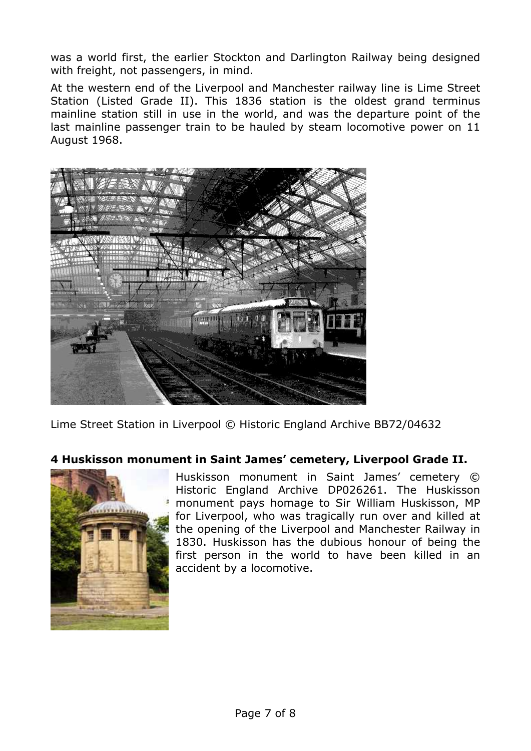was a world first, the earlier Stockton and Darlington Railway being designed with freight, not passengers, in mind.

At the western end of the Liverpool and Manchester railway line is Lime Street Station (Listed Grade II). This 1836 station is the oldest grand terminus mainline station still in use in the world, and was the departure point of the last mainline passenger train to be hauled by steam locomotive power on 11 August 1968.

Lime Street Station in Liverpool © Historic England Archive BB72/04632

**4 Huskisson monument in Saint James' cemetery, Liverpool Grade II.**

Huskisson monument in Saint James' cemetery © Historic England Archive DP026261. The Huskisson monument pays homage to Sir William Huskisson, MP for Liverpool, who was tragically run over and killed at the opening of the Liverpool and Manchester Railway in 1830. Huskisson has the dubious honour of being the first person in the world to have been killed in an accident by a locomotive.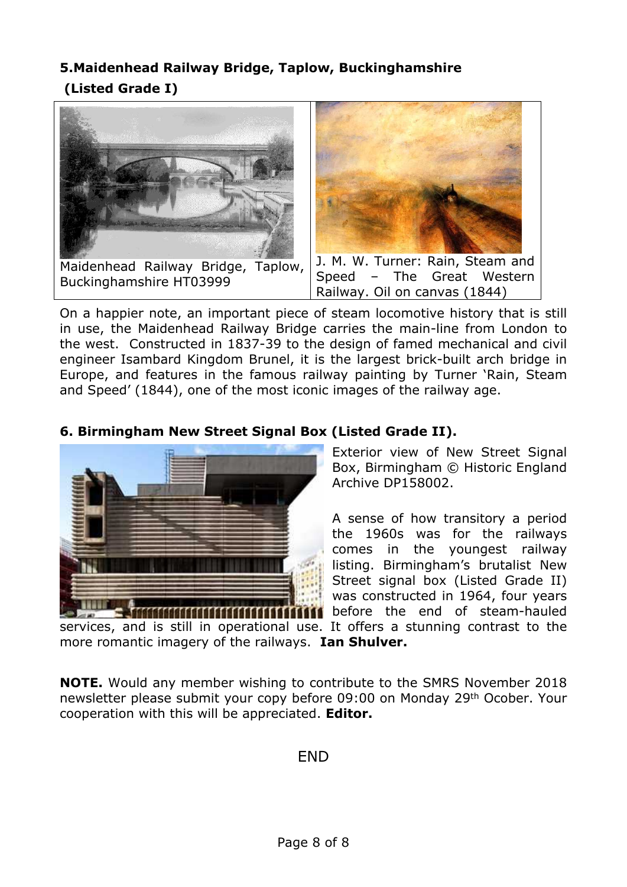**5.Maidenhead Railway Bridge, Taplow, Buckinghamshire (Listed Grade I)**

Maidenhead Railway Bridge, Taplow, Buckinghamshire HT03999

J. M. W. Turner: Rain, Steam and Speed – The Great Western Railway. Oil on canvas (1844)

On a happier note, an important piece of steam locomotive history that is still in use, the Maidenhead Railway Bridge carries the main-line from London to the west. Constructed in 1837-39 to the design of famed mechanical and civil engineer Isambard Kingdom Brunel, it is the largest brick-built arch bridge in Europe, and features in the famous railway painting by Turner 'Rain, Steam and Speed' (1844), one of the most iconic images of the railway age.

**6. Birmingham New Street Signal Box (Listed Grade II).**

Exterior view of New Street Signal Box, Birmingham © Historic England Archive DP158002.

A sense of how transitory a period the 1960s was for the railways comes in the youngest railway listing. Birmingham's brutalist New Street signal box (Listed Grade II) was constructed in 1964, four years before the end of steam-hauled services, and is still in operational use. It offers a stunning contrast to the more romantic imagery of the railways. **Ian Shulver.**

**NOTE.** Would any member wishing to contribute to the SMRS November 2018 newsletter please submit your copy before 09:00 on Monday 29th Ocober. Your cooperation with this will be appreciated. **Editor.**

END